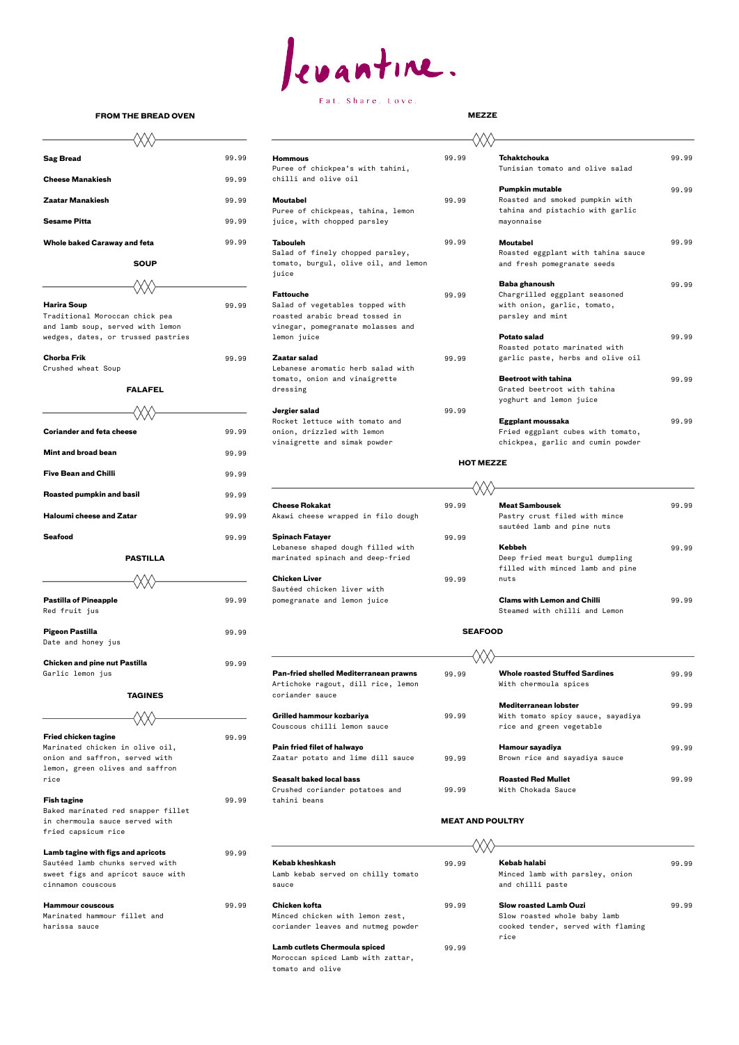# Levantine.

Eat. Share. Love.

## FROM THE BREAD OVEN

**Sag Bread** 99.99

**Cheese Manakiesh** 99.99

**Zaatar Manakiesh** 99.99

**Sesame Pitta** 99.99

**Whole baked Caraway and feta** 99.99

## SOUP

**Harira Soup** 99.99
Traditional Moroccan chick pea and lamb soup, served with lemon wedges, dates, or trussed pastries

**Chorba Frik** 99.99
Crushed wheat Soup

## FALAFEL

**Coriander and feta cheese** 99.99

**Mint and broad bean** 99.99

**Five Bean and Chilli** 99.99

**Roasted pumpkin and basil** 99.99

**Haloumi cheese and Zatar** 99.99

**Seafood** 99.99

## PASTILLA

**Pastilla of Pineapple** 99.99
Red fruit jus

**Pigeon Pastilla** 99.99
Date and honey jus

**Chicken and pine nut Pastilla** 99.99
Garlic lemon jus

## TAGINES

**Fried chicken tagine** 99.99
Marinated chicken in olive oil, onion and saffron, served with lemon, green olives and saffron rice

**Fish tagine** 99.99
Baked marinated red snapper fillet in chermoula sauce served with fried capsicum rice

**Lamb tagine with figs and apricots** 99.99
Sautéed lamb chunks served with sweet figs and apricot sauce with cinnamon couscous

**Hammour couscous** 99.99
Marinated hammour fillet and harissa sauce

## MEZZE

**Hommous** 99.99
Puree of chickpea's with tahini, chilli and olive oil

**Moutabel** 99.99
Puree of chickpeas, tahina, lemon juice, with chopped parsley

**Tabouleh** 99.99
Salad of finely chopped parsley, tomato, burgul, olive oil, and lemon juice

**Fattouche** 99.99
Salad of vegetables topped with roasted arabic bread tossed in vinegar, pomegranate molasses and lemon juice

**Zaatar salad** 99.99
Lebanese aromatic herb salad with tomato, onion and vinaigrette dressing

**Jergier salad** 99.99
Rocket lettuce with tomato and onion, drizzled with lemon vinaigrette and simak powder

**Tchaktchouka** 99.99
Tunisian tomato and olive salad

**Pumpkin mutable** 99.99
Roasted and smoked pumpkin with tahina and pistachio with garlic mayonnaise

**Moutabel** 99.99
Roasted eggplant with tahina sauce and fresh pomegranate seeds

**Baba ghanoush** 99.99
Chargrilled eggplant seasoned with onion, garlic, tomato, parsley and mint

**Potato salad** 99.99
Roasted potato marinated with garlic paste, herbs and olive oil

**Beetroot with tahina** 99.99
Grated beetroot with tahina yoghurt and lemon juice

**Eggplant moussaka** 99.99
Fried eggplant cubes with tomato, chickpea, garlic and cumin powder

## HOT MEZZE

**Cheese Rokakat** 99.99
Akawi cheese wrapped in filo dough

**Spinach Fatayer** 99.99
Lebanese shaped dough filled with marinated spinach and deep-fried

**Chicken Liver** 99.99
Sautéed chicken liver with pomegranate and lemon juice

**Meat Sambousek** 99.99
Pastry crust filed with mince sautéed lamb and pine nuts

**Kebbeh** 99.99
Deep fried meat burgul dumpling filled with minced lamb and pine nuts

**Clams with Lemon and Chilli** 99.99
Steamed with chilli and Lemon

## SEAFOOD

**Pan-fried shelled Mediterranean prawns** 99.99
Artichoke ragout, dill rice, lemon coriander sauce

**Grilled hammour kozbariya** 99.99
Couscous chilli lemon sauce

**Pain fried filet of halwayo** 99.99
Zaatar potato and lime dill sauce

**Seasalt baked local bass** 99.99
Crushed coriander potatoes and tahini beans

**Whole roasted Stuffed Sardines** 99.99
With chermoula spices

**Mediterranean lobster** 99.99
With tomato spicy sauce, sayadiya rice and green vegetable

**Hamour sayadiya** 99.99
Brown rice and sayadiya sauce

**Roasted Red Mullet** 99.99
With Chokada Sauce

## MEAT AND POULTRY

**Kebab kheshkash** 99.99
Lamb kebab served on chilly tomato sauce

**Chicken kofta** 99.99
Minced chicken with lemon zest, coriander leaves and nutmeg powder

**Lamb cutlets Chermoula spiced** 99.99
Moroccan spiced Lamb with zattar, tomato and olive

**Kebab halabi** 99.99
Minced lamb with parsley, onion and chilli paste

**Slow roasted Lamb Ouzi** 99.99
Slow roasted whole baby lamb cooked tender, served with flaming rice